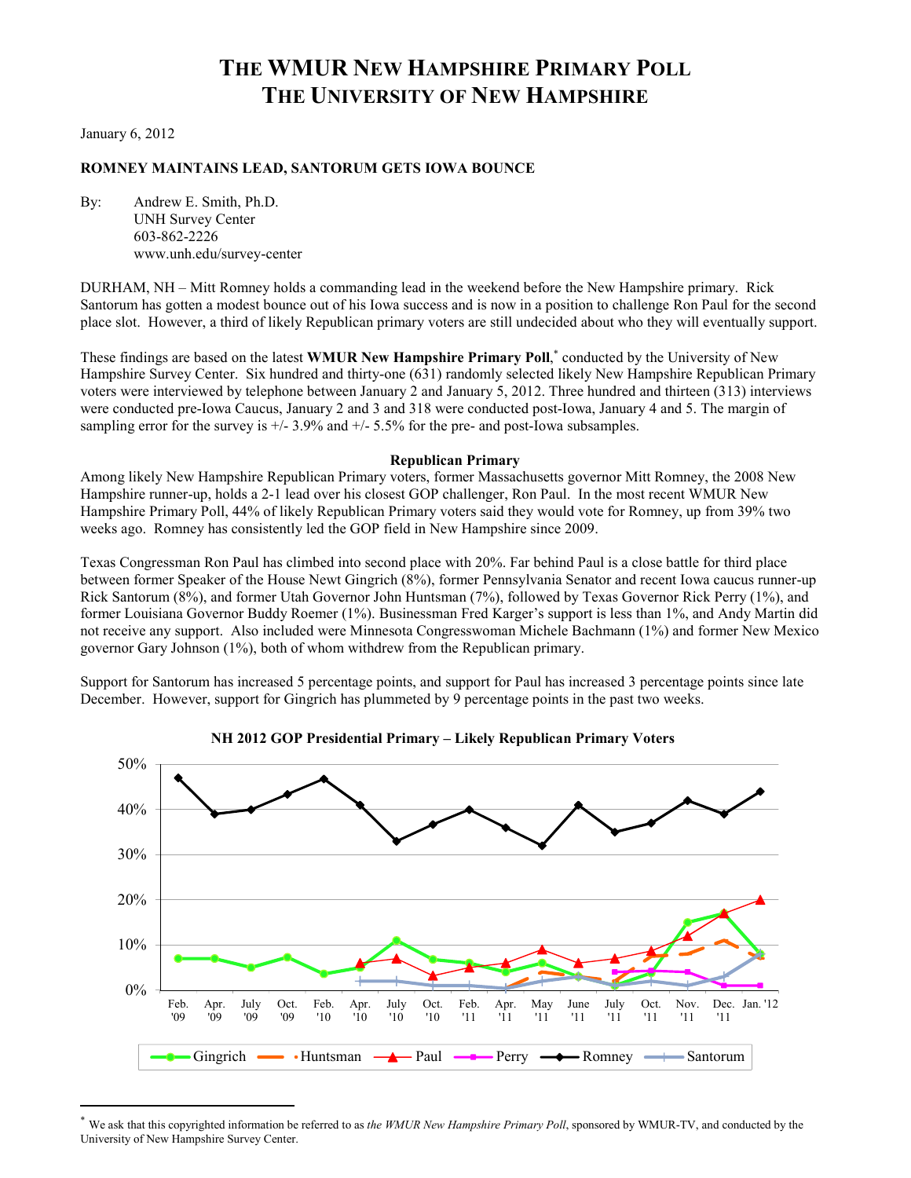# THE WMUR NEW HAMPSHIRE PRIMARY POLL
# THE UNIVERSITY OF NEW HAMPSHIRE

January 6, 2012

**ROMNEY MAINTAINS LEAD, SANTORUM GETS IOWA BOUNCE**

By: Andrew E. Smith, Ph.D.
UNH Survey Center
603-862-2226
www.unh.edu/survey-center

DURHAM, NH – Mitt Romney holds a commanding lead in the weekend before the New Hampshire primary. Rick Santorum has gotten a modest bounce out of his Iowa success and is now in a position to challenge Ron Paul for the second place slot. However, a third of likely Republican primary voters are still undecided about who they will eventually support.

These findings are based on the latest **WMUR New Hampshire Primary Poll**,* conducted by the University of New Hampshire Survey Center. Six hundred and thirty-one (631) randomly selected likely New Hampshire Republican Primary voters were interviewed by telephone between January 2 and January 5, 2012. Three hundred and thirteen (313) interviews were conducted pre-Iowa Caucus, January 2 and 3 and 318 were conducted post-Iowa, January 4 and 5. The margin of sampling error for the survey is +/- 3.9% and +/- 5.5% for the pre- and post-Iowa subsamples.

## Republican Primary

Among likely New Hampshire Republican Primary voters, former Massachusetts governor Mitt Romney, the 2008 New Hampshire runner-up, holds a 2-1 lead over his closest GOP challenger, Ron Paul. In the most recent WMUR New Hampshire Primary Poll, 44% of likely Republican Primary voters said they would vote for Romney, up from 39% two weeks ago. Romney has consistently led the GOP field in New Hampshire since 2009.

Texas Congressman Ron Paul has climbed into second place with 20%. Far behind Paul is a close battle for third place between former Speaker of the House Newt Gingrich (8%), former Pennsylvania Senator and recent Iowa caucus runner-up Rick Santorum (8%), and former Utah Governor John Huntsman (7%), followed by Texas Governor Rick Perry (1%), and former Louisiana Governor Buddy Roemer (1%). Businessman Fred Karger's support is less than 1%, and Andy Martin did not receive any support. Also included were Minnesota Congresswoman Michele Bachmann (1%) and former New Mexico governor Gary Johnson (1%), both of whom withdrew from the Republican primary.

Support for Santorum has increased 5 percentage points, and support for Paul has increased 3 percentage points since late December. However, support for Gingrich has plummeted by 9 percentage points in the past two weeks.

**NH 2012 GOP Presidential Primary – Likely Republican Primary Voters**

* We ask that this copyrighted information be referred to as *the WMUR New Hampshire Primary Poll*, sponsored by WMUR-TV, and conducted by the University of New Hampshire Survey Center.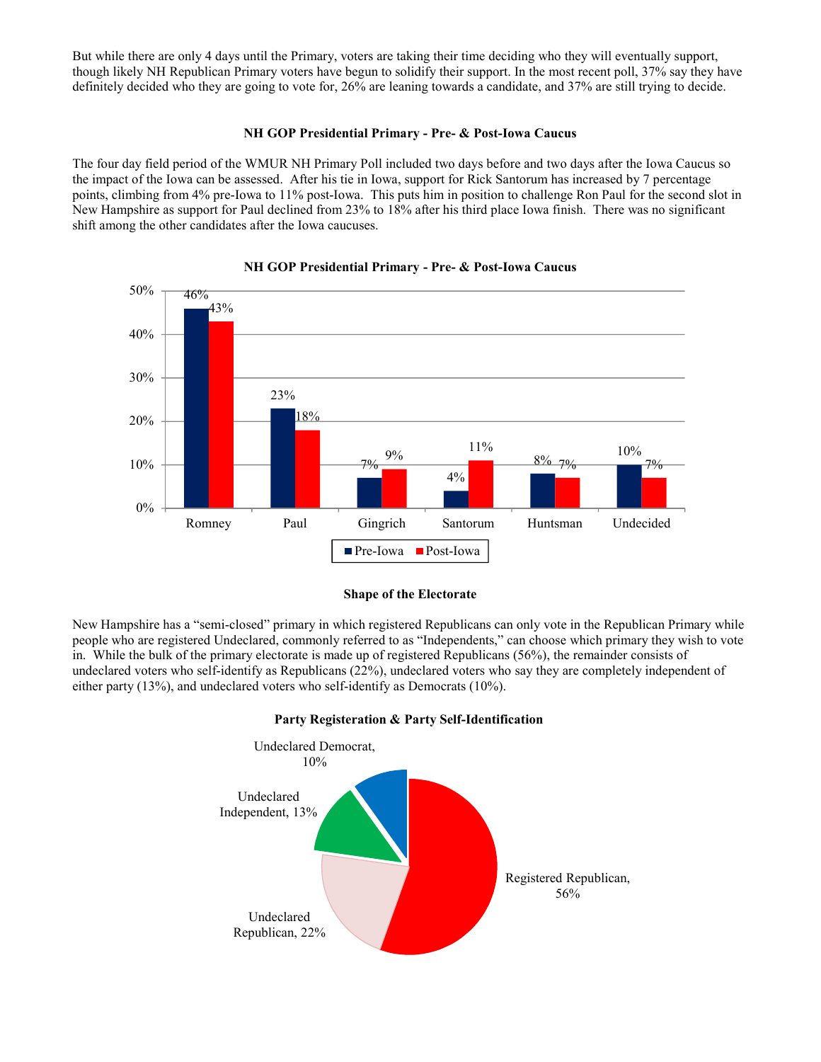But while there are only 4 days until the Primary, voters are taking their time deciding who they will eventually support, though likely NH Republican Primary voters have begun to solidify their support. In the most recent poll, 37% say they have definitely decided who they are going to vote for, 26% are leaning towards a candidate, and 37% are still trying to decide.

### NH GOP Presidential Primary - Pre- & Post-Iowa Caucus

The four day field period of the WMUR NH Primary Poll included two days before and two days after the Iowa Caucus so the impact of the Iowa can be assessed. After his tie in Iowa, support for Rick Santorum has increased by 7 percentage points, climbing from 4% pre-Iowa to 11% post-Iowa. This puts him in position to challenge Ron Paul for the second slot in New Hampshire as support for Paul declined from 23% to 18% after his third place Iowa finish. There was no significant shift among the other candidates after the Iowa caucuses.

**NH GOP Presidential Primary - Pre- & Post-Iowa Caucus**

| | Pre-Iowa | Post-Iowa |
|---|---|---|
| Romney | 46% | 43% |
| Paul | 23% | 18% |
| Gingrich | 7% | 9% |
| Santorum | 4% | 11% |
| Huntsman | 8% | 7% |
| Undecided | 10% | 7% |

### Shape of the Electorate

New Hampshire has a "semi-closed" primary in which registered Republicans can only vote in the Republican Primary while people who are registered Undeclared, commonly referred to as "Independents," can choose which primary they wish to vote in. While the bulk of the primary electorate is made up of registered Republicans (56%), the remainder consists of undeclared voters who self-identify as Republicans (22%), undeclared voters who say they are completely independent of either party (13%), and undeclared voters who self-identify as Democrats (10%).

**Party Registeration & Party Self-Identification**

| Category | Percent |
|---|---|
| Registered Republican | 56% |
| Undeclared Republican | 22% |
| Undeclared Independent | 13% |
| Undeclared Democrat | 10% |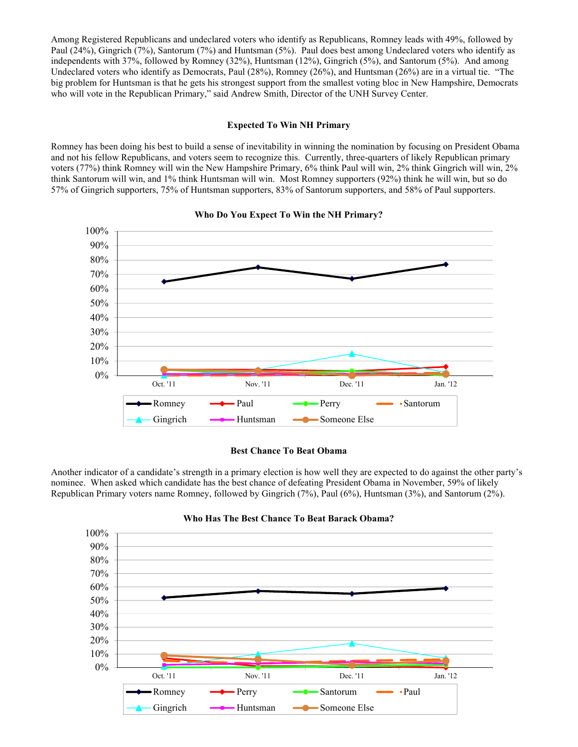Among Registered Republicans and undeclared voters who identify as Republicans, Romney leads with 49%, followed by Paul (24%), Gingrich (7%), Santorum (7%) and Huntsman (5%). Paul does best among Undeclared voters who identify as independents with 37%, followed by Romney (32%), Huntsman (12%), Gingrich (5%), and Santorum (5%). And among Undeclared voters who identify as Democrats, Paul (28%), Romney (26%), and Huntsman (26%) are in a virtual tie. "The big problem for Huntsman is that he gets his strongest support from the smallest voting bloc in New Hampshire, Democrats who will vote in the Republican Primary," said Andrew Smith, Director of the UNH Survey Center.

### Expected To Win NH Primary

Romney has been doing his best to build a sense of inevitability in winning the nomination by focusing on President Obama and not his fellow Republicans, and voters seem to recognize this. Currently, three-quarters of likely Republican primary voters (77%) think Romney will win the New Hampshire Primary, 6% think Paul will win, 2% think Gingrich will win, 2% think Santorum will win, and 1% think Huntsman will win. Most Romney supporters (92%) think he will win, but so do 57% of Gingrich supporters, 75% of Huntsman supporters, 83% of Santorum supporters, and 58% of Paul supporters.

**Who Do You Expect To Win the NH Primary?**

### Best Chance To Beat Obama

Another indicator of a candidate's strength in a primary election is how well they are expected to do against the other party's nominee. When asked which candidate has the best chance of defeating President Obama in November, 59% of likely Republican Primary voters name Romney, followed by Gingrich (7%), Paul (6%), Huntsman (3%), and Santorum (2%).

**Who Has The Best Chance To Beat Barack Obama?**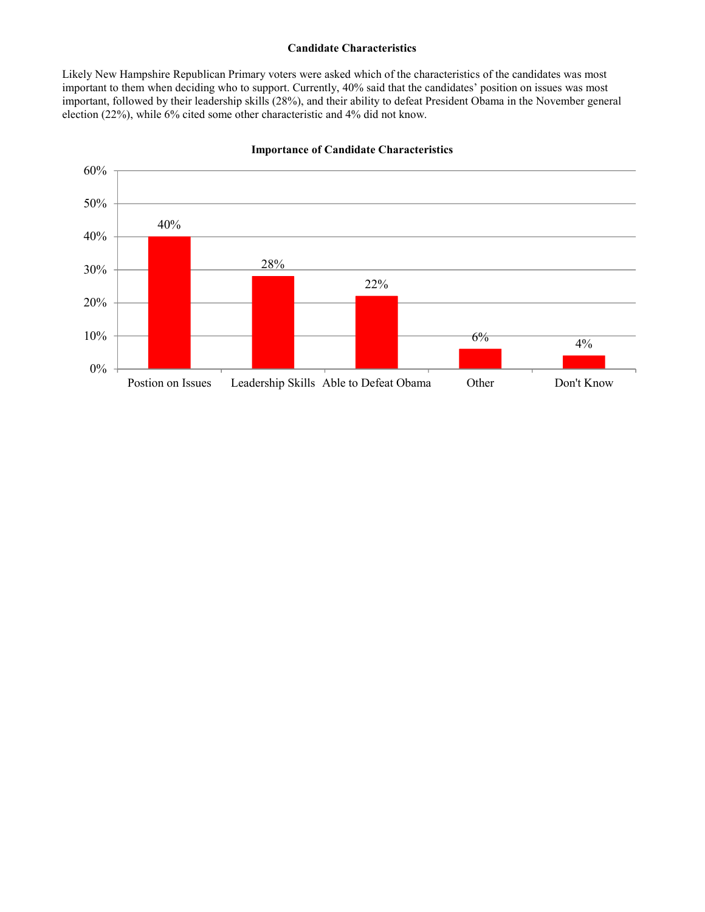### Candidate Characteristics

Likely New Hampshire Republican Primary voters were asked which of the characteristics of the candidates was most important to them when deciding who to support. Currently, 40% said that the candidates' position on issues was most important, followed by their leadership skills (28%), and their ability to defeat President Obama in the November general election (22%), while 6% cited some other characteristic and 4% did not know.

**Importance of Candidate Characteristics**

| Characteristic | Percent |
| --- | --- |
| Postion on Issues | 40% |
| Leadership Skills | 28% |
| Able to Defeat Obama | 22% |
| Other | 6% |
| Don't Know | 4% |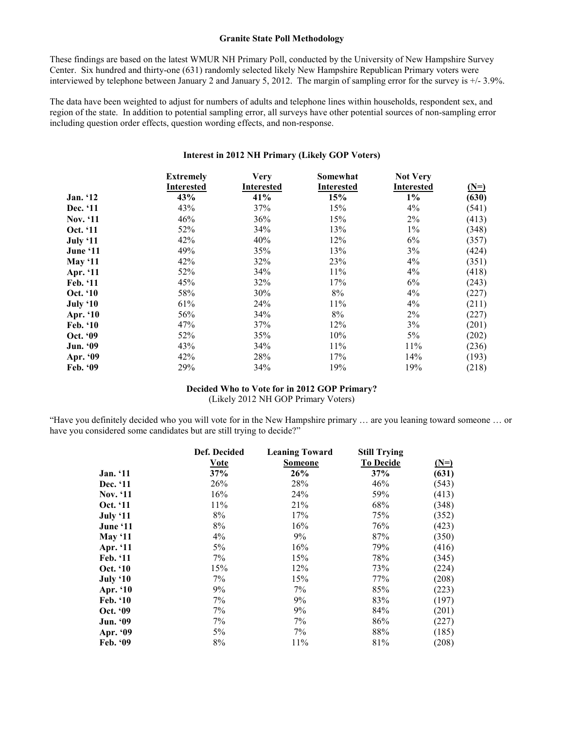## Granite State Poll Methodology

These findings are based on the latest WMUR NH Primary Poll, conducted by the University of New Hampshire Survey Center. Six hundred and thirty-one (631) randomly selected likely New Hampshire Republican Primary voters were interviewed by telephone between January 2 and January 5, 2012. The margin of sampling error for the survey is +/- 3.9%.

The data have been weighted to adjust for numbers of adults and telephone lines within households, respondent sex, and region of the state. In addition to potential sampling error, all surveys have other potential sources of non-sampling error including question order effects, question wording effects, and non-response.

### Interest in 2012 NH Primary (Likely GOP Voters)

| | Extremely Interested | Very Interested | Somewhat Interested | Not Very Interested | (N=) |
|---|---|---|---|---|---|
| **Jan. '12** | **43%** | **41%** | **15%** | **1%** | **(630)** |
| **Dec. '11** | 43% | 37% | 15% | 4% | (541) |
| **Nov. '11** | 46% | 36% | 15% | 2% | (413) |
| **Oct. '11** | 52% | 34% | 13% | 1% | (348) |
| **July '11** | 42% | 40% | 12% | 6% | (357) |
| **June '11** | 49% | 35% | 13% | 3% | (424) |
| **May '11** | 42% | 32% | 23% | 4% | (351) |
| **Apr. '11** | 52% | 34% | 11% | 4% | (418) |
| **Feb. '11** | 45% | 32% | 17% | 6% | (243) |
| **Oct. '10** | 58% | 30% | 8% | 4% | (227) |
| **July '10** | 61% | 24% | 11% | 4% | (211) |
| **Apr. '10** | 56% | 34% | 8% | 2% | (227) |
| **Feb. '10** | 47% | 37% | 12% | 3% | (201) |
| **Oct. '09** | 52% | 35% | 10% | 5% | (202) |
| **Jun. '09** | 43% | 34% | 11% | 11% | (236) |
| **Apr. '09** | 42% | 28% | 17% | 14% | (193) |
| **Feb. '09** | 29% | 34% | 19% | 19% | (218) |

### Decided Who to Vote for in 2012 GOP Primary?

(Likely 2012 NH GOP Primary Voters)

"Have you definitely decided who you will vote for in the New Hampshire primary … are you leaning toward someone … or have you considered some candidates but are still trying to decide?"

| | Def. Decided Vote | Leaning Toward Someone | Still Trying To Decide | (N=) |
|---|---|---|---|---|
| **Jan. '11** | **37%** | **26%** | **37%** | **(631)** |
| **Dec. '11** | 26% | 28% | 46% | (543) |
| **Nov. '11** | 16% | 24% | 59% | (413) |
| **Oct. '11** | 11% | 21% | 68% | (348) |
| **July '11** | 8% | 17% | 75% | (352) |
| **June '11** | 8% | 16% | 76% | (423) |
| **May '11** | 4% | 9% | 87% | (350) |
| **Apr. '11** | 5% | 16% | 79% | (416) |
| **Feb. '11** | 7% | 15% | 78% | (345) |
| **Oct. '10** | 15% | 12% | 73% | (224) |
| **July '10** | 7% | 15% | 77% | (208) |
| **Apr. '10** | 9% | 7% | 85% | (223) |
| **Feb. '10** | 7% | 9% | 83% | (197) |
| **Oct. '09** | 7% | 9% | 84% | (201) |
| **Jun. '09** | 7% | 7% | 86% | (227) |
| **Apr. '09** | 5% | 7% | 88% | (185) |
| **Feb. '09** | 8% | 11% | 81% | (208) |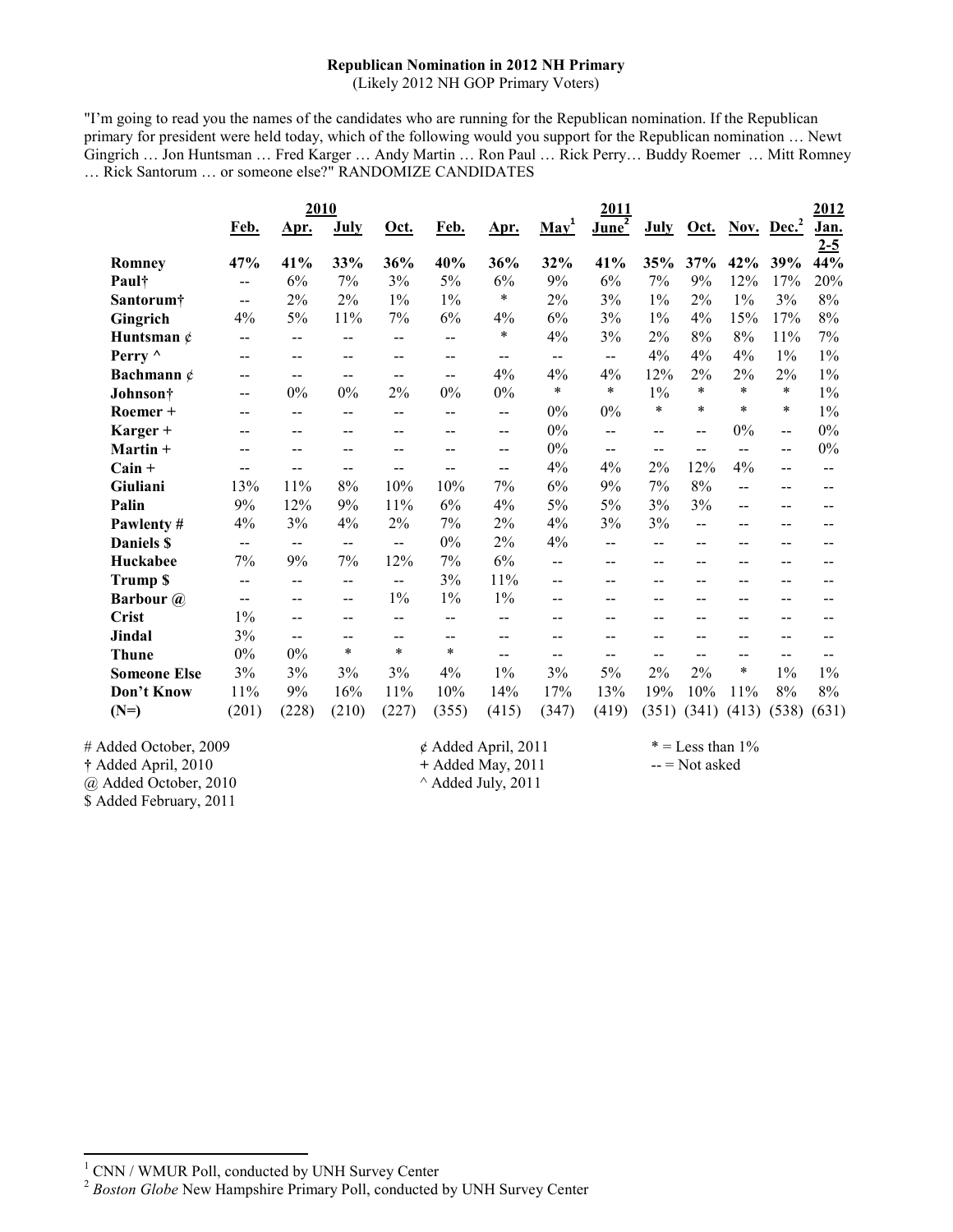**Republican Nomination in 2012 NH Primary**
(Likely 2012 NH GOP Primary Voters)

"I'm going to read you the names of the candidates who are running for the Republican nomination. If the Republican primary for president were held today, which of the following would you support for the Republican nomination … Newt Gingrich … Jon Huntsman … Fred Karger … Andy Martin … Ron Paul … Rick Perry… Buddy Roemer … Mitt Romney … Rick Santorum … or someone else?" RANDOMIZE CANDIDATES

| | 2010 | | | | 2011 | | | | | | | | 2012 |
|---|---|---|---|---|---|---|---|---|---|---|---|---|---|
| | Feb. | Apr. | July | Oct. | Feb. | Apr. | May[1] | June[2] | July | Oct. | Nov. | Dec.[2] | Jan. 2-5 |
| **Romney** | 47% | 41% | 33% | 36% | 40% | 36% | 32% | 41% | 35% | 37% | 42% | 39% | 44% |
| **Paul†** | -- | 6% | 7% | 3% | 5% | 6% | 9% | 6% | 7% | 9% | 12% | 17% | 20% |
| **Santorum†** | -- | 2% | 2% | 1% | 1% | * | 2% | 3% | 1% | 2% | 1% | 3% | 8% |
| **Gingrich** | 4% | 5% | 11% | 7% | 6% | 4% | 6% | 3% | 1% | 4% | 15% | 17% | 8% |
| **Huntsman ¢** | -- | -- | -- | -- | -- | * | 4% | 3% | 2% | 8% | 8% | 11% | 7% |
| **Perry ^** | -- | -- | -- | -- | -- | -- | -- | -- | 4% | 4% | 4% | 1% | 1% |
| **Bachmann ¢** | -- | -- | -- | -- | -- | 4% | 4% | 4% | 12% | 2% | 2% | 2% | 1% |
| **Johnson†** | -- | 0% | 0% | 2% | 0% | 0% | * | * | 1% | * | * | * | 1% |
| **Roemer +** | -- | -- | -- | -- | -- | -- | 0% | 0% | * | * | * | * | 1% |
| **Karger +** | -- | -- | -- | -- | -- | -- | 0% | -- | -- | -- | 0% | -- | 0% |
| **Martin +** | -- | -- | -- | -- | -- | -- | 0% | -- | -- | -- | -- | -- | 0% |
| **Cain +** | -- | -- | -- | -- | -- | -- | 4% | 4% | 2% | 12% | 4% | -- | -- |
| **Giuliani** | 13% | 11% | 8% | 10% | 10% | 7% | 6% | 9% | 7% | 8% | -- | -- | -- |
| **Palin** | 9% | 12% | 9% | 11% | 6% | 4% | 5% | 5% | 3% | 3% | -- | -- | -- |
| **Pawlenty #** | 4% | 3% | 4% | 2% | 7% | 2% | 4% | 3% | 3% | -- | -- | -- | -- |
| **Daniels $** | -- | -- | -- | -- | 0% | 2% | 4% | -- | -- | -- | -- | -- | -- |
| **Huckabee** | 7% | 9% | 7% | 12% | 7% | 6% | -- | -- | -- | -- | -- | -- | -- |
| **Trump $** | -- | -- | -- | -- | 3% | 11% | -- | -- | -- | -- | -- | -- | -- |
| **Barbour @** | -- | -- | -- | 1% | 1% | 1% | -- | -- | -- | -- | -- | -- | -- |
| **Crist** | 1% | -- | -- | -- | -- | -- | -- | -- | -- | -- | -- | -- | -- |
| **Jindal** | 3% | -- | -- | -- | -- | -- | -- | -- | -- | -- | -- | -- | -- |
| **Thune** | 0% | 0% | * | * | * | -- | -- | -- | -- | -- | -- | -- | -- |
| **Someone Else** | 3% | 3% | 3% | 3% | 4% | 1% | 3% | 5% | 2% | 2% | * | 1% | 1% |
| **Don't Know** | 11% | 9% | 16% | 11% | 10% | 14% | 17% | 13% | 19% | 10% | 11% | 8% | 8% |
| **(N=)** | (201) | (228) | (210) | (227) | (355) | (415) | (347) | (419) | (351) | (341) | (413) | (538) | (631) |

\# Added October, 2009
† Added April, 2010
@ Added October, 2010
$ Added February, 2011

¢ Added April, 2011
+ Added May, 2011
^ Added July, 2011

* = Less than 1%
-- = Not asked

[1] CNN / WMUR Poll, conducted by UNH Survey Center
[2] *Boston Globe* New Hampshire Primary Poll, conducted by UNH Survey Center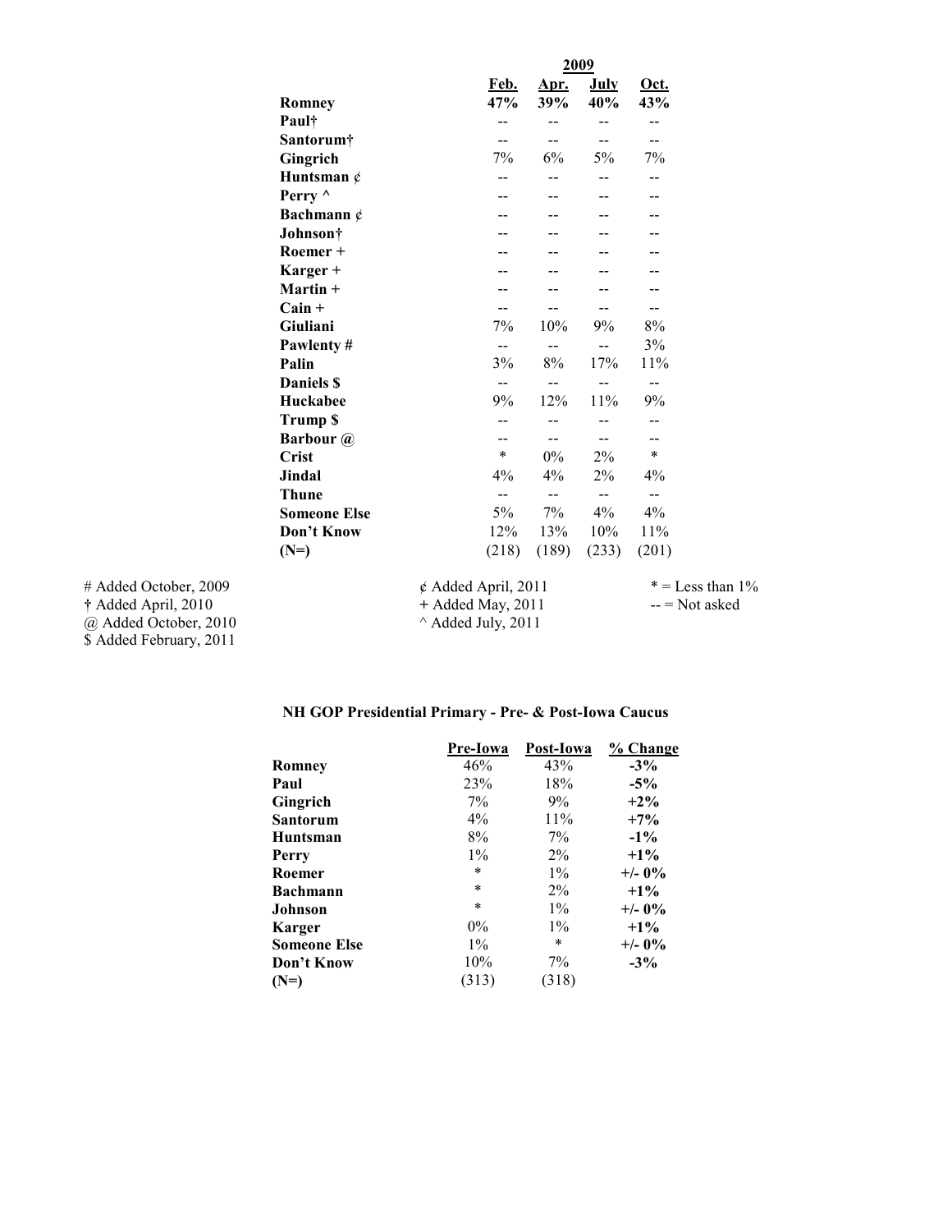| | 2009 | | | |
|---|---|---|---|---|
| | **Feb.** | **Apr.** | **July** | **Oct.** |
| **Romney** | **47%** | **39%** | **40%** | **43%** |
| **Paul†** | -- | -- | -- | -- |
| **Santorum†** | -- | -- | -- | -- |
| **Gingrich** | 7% | 6% | 5% | 7% |
| **Huntsman ¢** | -- | -- | -- | -- |
| **Perry ^** | -- | -- | -- | -- |
| **Bachmann ¢** | -- | -- | -- | -- |
| **Johnson†** | -- | -- | -- | -- |
| **Roemer +** | -- | -- | -- | -- |
| **Karger +** | -- | -- | -- | -- |
| **Martin +** | -- | -- | -- | -- |
| **Cain +** | -- | -- | -- | -- |
| **Giuliani** | 7% | 10% | 9% | 8% |
| **Pawlenty #** | -- | -- | -- | 3% |
| **Palin** | 3% | 8% | 17% | 11% |
| **Daniels $** | -- | -- | -- | -- |
| **Huckabee** | 9% | 12% | 11% | 9% |
| **Trump $** | -- | -- | -- | -- |
| **Barbour @** | -- | -- | -- | -- |
| **Crist** | * | 0% | 2% | * |
| **Jindal** | 4% | 4% | 2% | 4% |
| **Thune** | -- | -- | -- | -- |
| **Someone Else** | 5% | 7% | 4% | 4% |
| **Don't Know** | 12% | 13% | 10% | 11% |
| **(N=)** | (218) | (189) | (233) | (201) |

# Added October, 2009
† Added April, 2010
@ Added October, 2010
$ Added February, 2011

¢ Added April, 2011
+ Added May, 2011
^ Added July, 2011

* = Less than 1%
-- = Not asked

## NH GOP Presidential Primary - Pre- & Post-Iowa Caucus

| | Pre-Iowa | Post-Iowa | % Change |
|---|---|---|---|
| **Romney** | 46% | 43% | **-3%** |
| **Paul** | 23% | 18% | **-5%** |
| **Gingrich** | 7% | 9% | **+2%** |
| **Santorum** | 4% | 11% | **+7%** |
| **Huntsman** | 8% | 7% | **-1%** |
| **Perry** | 1% | 2% | **+1%** |
| **Roemer** | * | 1% | **+/- 0%** |
| **Bachmann** | * | 2% | **+1%** |
| **Johnson** | * | 1% | **+/- 0%** |
| **Karger** | 0% | 1% | **+1%** |
| **Someone Else** | 1% | * | **+/- 0%** |
| **Don't Know** | 10% | 7% | **-3%** |
| **(N=)** | (313) | (318) | |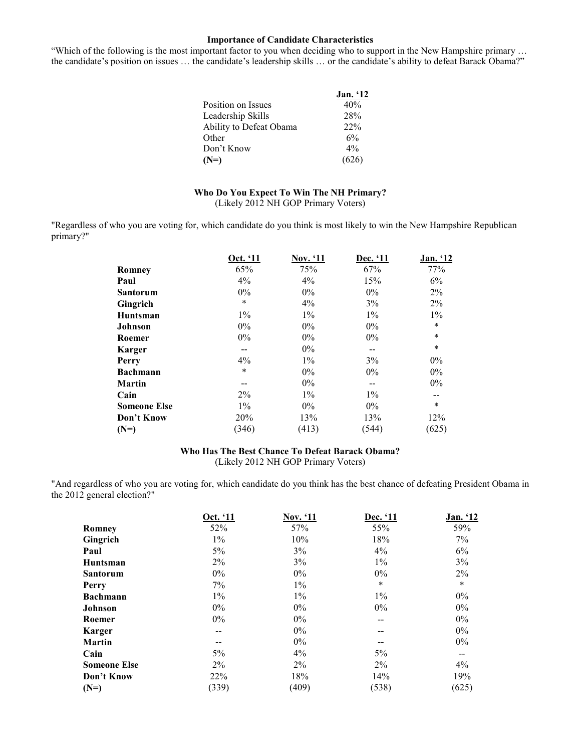### Importance of Candidate Characteristics

"Which of the following is the most important factor to you when deciding who to support in the New Hampshire primary … the candidate's position on issues … the candidate's leadership skills … or the candidate's ability to defeat Barack Obama?"

| | Jan. '12 |
|---|---|
| Position on Issues | 40% |
| Leadership Skills | 28% |
| Ability to Defeat Obama | 22% |
| Other | 6% |
| Don't Know | 4% |
| **(N=)** | (626) |

### Who Do You Expect To Win The NH Primary?

(Likely 2012 NH GOP Primary Voters)

"Regardless of who you are voting for, which candidate do you think is most likely to win the New Hampshire Republican primary?"

| | Oct. '11 | Nov. '11 | Dec. '11 | Jan. '12 |
|---|---|---|---|---|
| **Romney** | 65% | 75% | 67% | 77% |
| **Paul** | 4% | 4% | 15% | 6% |
| **Santorum** | 0% | 0% | 0% | 2% |
| **Gingrich** | * | 4% | 3% | 2% |
| **Huntsman** | 1% | 1% | 1% | 1% |
| **Johnson** | 0% | 0% | 0% | * |
| **Roemer** | 0% | 0% | 0% | * |
| **Karger** | -- | 0% | -- | * |
| **Perry** | 4% | 1% | 3% | 0% |
| **Bachmann** | * | 0% | 0% | 0% |
| **Martin** | -- | 0% | -- | 0% |
| **Cain** | 2% | 1% | 1% | -- |
| **Someone Else** | 1% | 0% | 0% | * |
| **Don't Know** | 20% | 13% | 13% | 12% |
| **(N=)** | (346) | (413) | (544) | (625) |

### Who Has The Best Chance To Defeat Barack Obama?

(Likely 2012 NH GOP Primary Voters)

"And regardless of who you are voting for, which candidate do you think has the best chance of defeating President Obama in the 2012 general election?"

| | Oct. '11 | Nov. '11 | Dec. '11 | Jan. '12 |
|---|---|---|---|---|
| **Romney** | 52% | 57% | 55% | 59% |
| **Gingrich** | 1% | 10% | 18% | 7% |
| **Paul** | 5% | 3% | 4% | 6% |
| **Huntsman** | 2% | 3% | 1% | 3% |
| **Santorum** | 0% | 0% | 0% | 2% |
| **Perry** | 7% | 1% | * | * |
| **Bachmann** | 1% | 1% | 1% | 0% |
| **Johnson** | 0% | 0% | 0% | 0% |
| **Roemer** | 0% | 0% | -- | 0% |
| **Karger** | -- | 0% | -- | 0% |
| **Martin** | -- | 0% | -- | 0% |
| **Cain** | 5% | 4% | 5% | -- |
| **Someone Else** | 2% | 2% | 2% | 4% |
| **Don't Know** | 22% | 18% | 14% | 19% |
| **(N=)** | (339) | (409) | (538) | (625) |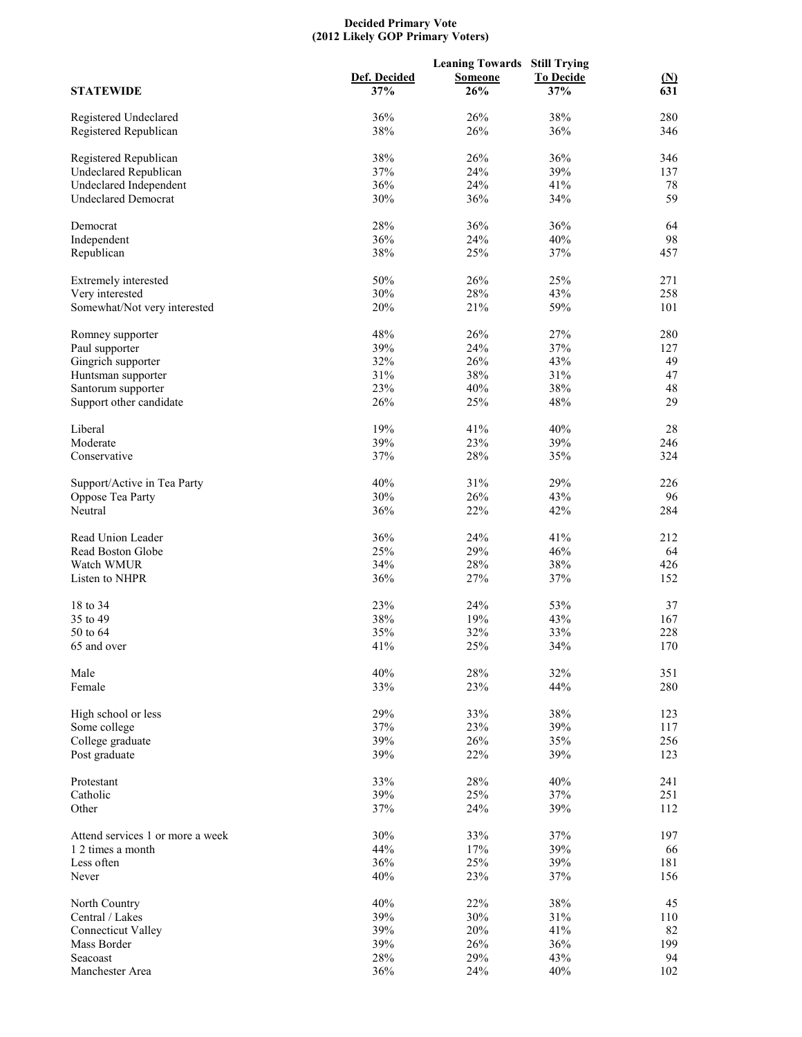**Decided Primary Vote**
**(2012 Likely GOP Primary Voters)**

| | Def. Decided | Leaning Towards Someone | Still Trying To Decide | (N) |
|---|---|---|---|---|
| **STATEWIDE** | **37%** | **26%** | **37%** | **631** |
| Registered Undeclared | 36% | 26% | 38% | 280 |
| Registered Republican | 38% | 26% | 36% | 346 |
| | | | | |
| Registered Republican | 38% | 26% | 36% | 346 |
| Undeclared Republican | 37% | 24% | 39% | 137 |
| Undeclared Independent | 36% | 24% | 41% | 78 |
| Undeclared Democrat | 30% | 36% | 34% | 59 |
| | | | | |
| Democrat | 28% | 36% | 36% | 64 |
| Independent | 36% | 24% | 40% | 98 |
| Republican | 38% | 25% | 37% | 457 |
| | | | | |
| Extremely interested | 50% | 26% | 25% | 271 |
| Very interested | 30% | 28% | 43% | 258 |
| Somewhat/Not very interested | 20% | 21% | 59% | 101 |
| | | | | |
| Romney supporter | 48% | 26% | 27% | 280 |
| Paul supporter | 39% | 24% | 37% | 127 |
| Gingrich supporter | 32% | 26% | 43% | 49 |
| Huntsman supporter | 31% | 38% | 31% | 47 |
| Santorum supporter | 23% | 40% | 38% | 48 |
| Support other candidate | 26% | 25% | 48% | 29 |
| | | | | |
| Liberal | 19% | 41% | 40% | 28 |
| Moderate | 39% | 23% | 39% | 246 |
| Conservative | 37% | 28% | 35% | 324 |
| | | | | |
| Support/Active in Tea Party | 40% | 31% | 29% | 226 |
| Oppose Tea Party | 30% | 26% | 43% | 96 |
| Neutral | 36% | 22% | 42% | 284 |
| | | | | |
| Read Union Leader | 36% | 24% | 41% | 212 |
| Read Boston Globe | 25% | 29% | 46% | 64 |
| Watch WMUR | 34% | 28% | 38% | 426 |
| Listen to NHPR | 36% | 27% | 37% | 152 |
| | | | | |
| 18 to 34 | 23% | 24% | 53% | 37 |
| 35 to 49 | 38% | 19% | 43% | 167 |
| 50 to 64 | 35% | 32% | 33% | 228 |
| 65 and over | 41% | 25% | 34% | 170 |
| | | | | |
| Male | 40% | 28% | 32% | 351 |
| Female | 33% | 23% | 44% | 280 |
| | | | | |
| High school or less | 29% | 33% | 38% | 123 |
| Some college | 37% | 23% | 39% | 117 |
| College graduate | 39% | 26% | 35% | 256 |
| Post graduate | 39% | 22% | 39% | 123 |
| | | | | |
| Protestant | 33% | 28% | 40% | 241 |
| Catholic | 39% | 25% | 37% | 251 |
| Other | 37% | 24% | 39% | 112 |
| | | | | |
| Attend services 1 or more a week | 30% | 33% | 37% | 197 |
| 1 2 times a month | 44% | 17% | 39% | 66 |
| Less often | 36% | 25% | 39% | 181 |
| Never | 40% | 23% | 37% | 156 |
| | | | | |
| North Country | 40% | 22% | 38% | 45 |
| Central / Lakes | 39% | 30% | 31% | 110 |
| Connecticut Valley | 39% | 20% | 41% | 82 |
| Mass Border | 39% | 26% | 36% | 199 |
| Seacoast | 28% | 29% | 43% | 94 |
| Manchester Area | 36% | 24% | 40% | 102 |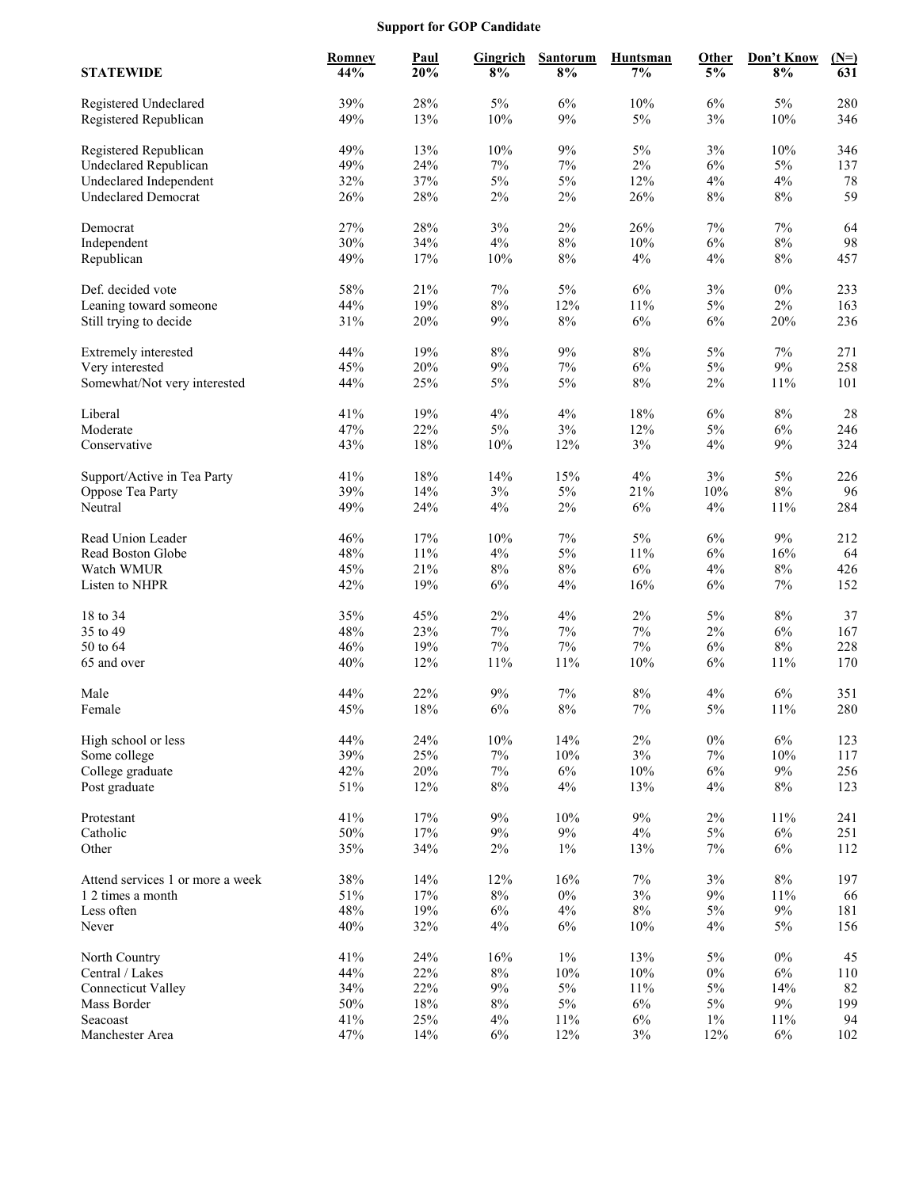**Support for GOP Candidate**

| STATEWIDE | Romney 44% | Paul 20% | Gingrich 8% | Santorum 8% | Huntsman 7% | Other 5% | Don't Know 8% | (N=) 631 |
|---|---|---|---|---|---|---|---|---|
| Registered Undeclared | 39% | 28% | 5% | 6% | 10% | 6% | 5% | 280 |
| Registered Republican | 49% | 13% | 10% | 9% | 5% | 3% | 10% | 346 |
| | | | | | | | | |
| Registered Republican | 49% | 13% | 10% | 9% | 5% | 3% | 10% | 346 |
| Undeclared Republican | 49% | 24% | 7% | 7% | 2% | 6% | 5% | 137 |
| Undeclared Independent | 32% | 37% | 5% | 5% | 12% | 4% | 4% | 78 |
| Undeclared Democrat | 26% | 28% | 2% | 2% | 26% | 8% | 8% | 59 |
| | | | | | | | | |
| Democrat | 27% | 28% | 3% | 2% | 26% | 7% | 7% | 64 |
| Independent | 30% | 34% | 4% | 8% | 10% | 6% | 8% | 98 |
| Republican | 49% | 17% | 10% | 8% | 4% | 4% | 8% | 457 |
| | | | | | | | | |
| Def. decided vote | 58% | 21% | 7% | 5% | 6% | 3% | 0% | 233 |
| Leaning toward someone | 44% | 19% | 8% | 12% | 11% | 5% | 2% | 163 |
| Still trying to decide | 31% | 20% | 9% | 8% | 6% | 6% | 20% | 236 |
| | | | | | | | | |
| Extremely interested | 44% | 19% | 8% | 9% | 8% | 5% | 7% | 271 |
| Very interested | 45% | 20% | 9% | 7% | 6% | 5% | 9% | 258 |
| Somewhat/Not very interested | 44% | 25% | 5% | 5% | 8% | 2% | 11% | 101 |
| | | | | | | | | |
| Liberal | 41% | 19% | 4% | 4% | 18% | 6% | 8% | 28 |
| Moderate | 47% | 22% | 5% | 3% | 12% | 5% | 6% | 246 |
| Conservative | 43% | 18% | 10% | 12% | 3% | 4% | 9% | 324 |
| | | | | | | | | |
| Support/Active in Tea Party | 41% | 18% | 14% | 15% | 4% | 3% | 5% | 226 |
| Oppose Tea Party | 39% | 14% | 3% | 5% | 21% | 10% | 8% | 96 |
| Neutral | 49% | 24% | 4% | 2% | 6% | 4% | 11% | 284 |
| | | | | | | | | |
| Read Union Leader | 46% | 17% | 10% | 7% | 5% | 6% | 9% | 212 |
| Read Boston Globe | 48% | 11% | 4% | 5% | 11% | 6% | 16% | 64 |
| Watch WMUR | 45% | 21% | 8% | 8% | 6% | 4% | 8% | 426 |
| Listen to NHPR | 42% | 19% | 6% | 4% | 16% | 6% | 7% | 152 |
| | | | | | | | | |
| 18 to 34 | 35% | 45% | 2% | 4% | 2% | 5% | 8% | 37 |
| 35 to 49 | 48% | 23% | 7% | 7% | 7% | 2% | 6% | 167 |
| 50 to 64 | 46% | 19% | 7% | 7% | 7% | 6% | 8% | 228 |
| 65 and over | 40% | 12% | 11% | 11% | 10% | 6% | 11% | 170 |
| | | | | | | | | |
| Male | 44% | 22% | 9% | 7% | 8% | 4% | 6% | 351 |
| Female | 45% | 18% | 6% | 8% | 7% | 5% | 11% | 280 |
| | | | | | | | | |
| High school or less | 44% | 24% | 10% | 14% | 2% | 0% | 6% | 123 |
| Some college | 39% | 25% | 7% | 10% | 3% | 7% | 10% | 117 |
| College graduate | 42% | 20% | 7% | 6% | 10% | 6% | 9% | 256 |
| Post graduate | 51% | 12% | 8% | 4% | 13% | 4% | 8% | 123 |
| | | | | | | | | |
| Protestant | 41% | 17% | 9% | 10% | 9% | 2% | 11% | 241 |
| Catholic | 50% | 17% | 9% | 9% | 4% | 5% | 6% | 251 |
| Other | 35% | 34% | 2% | 1% | 13% | 7% | 6% | 112 |
| | | | | | | | | |
| Attend services 1 or more a week | 38% | 14% | 12% | 16% | 7% | 3% | 8% | 197 |
| 1 2 times a month | 51% | 17% | 8% | 0% | 3% | 9% | 11% | 66 |
| Less often | 48% | 19% | 6% | 4% | 8% | 5% | 9% | 181 |
| Never | 40% | 32% | 4% | 6% | 10% | 4% | 5% | 156 |
| | | | | | | | | |
| North Country | 41% | 24% | 16% | 1% | 13% | 5% | 0% | 45 |
| Central / Lakes | 44% | 22% | 8% | 10% | 10% | 0% | 6% | 110 |
| Connecticut Valley | 34% | 22% | 9% | 5% | 11% | 5% | 14% | 82 |
| Mass Border | 50% | 18% | 8% | 5% | 6% | 5% | 9% | 199 |
| Seacoast | 41% | 25% | 4% | 11% | 6% | 1% | 11% | 94 |
| Manchester Area | 47% | 14% | 6% | 12% | 3% | 12% | 6% | 102 |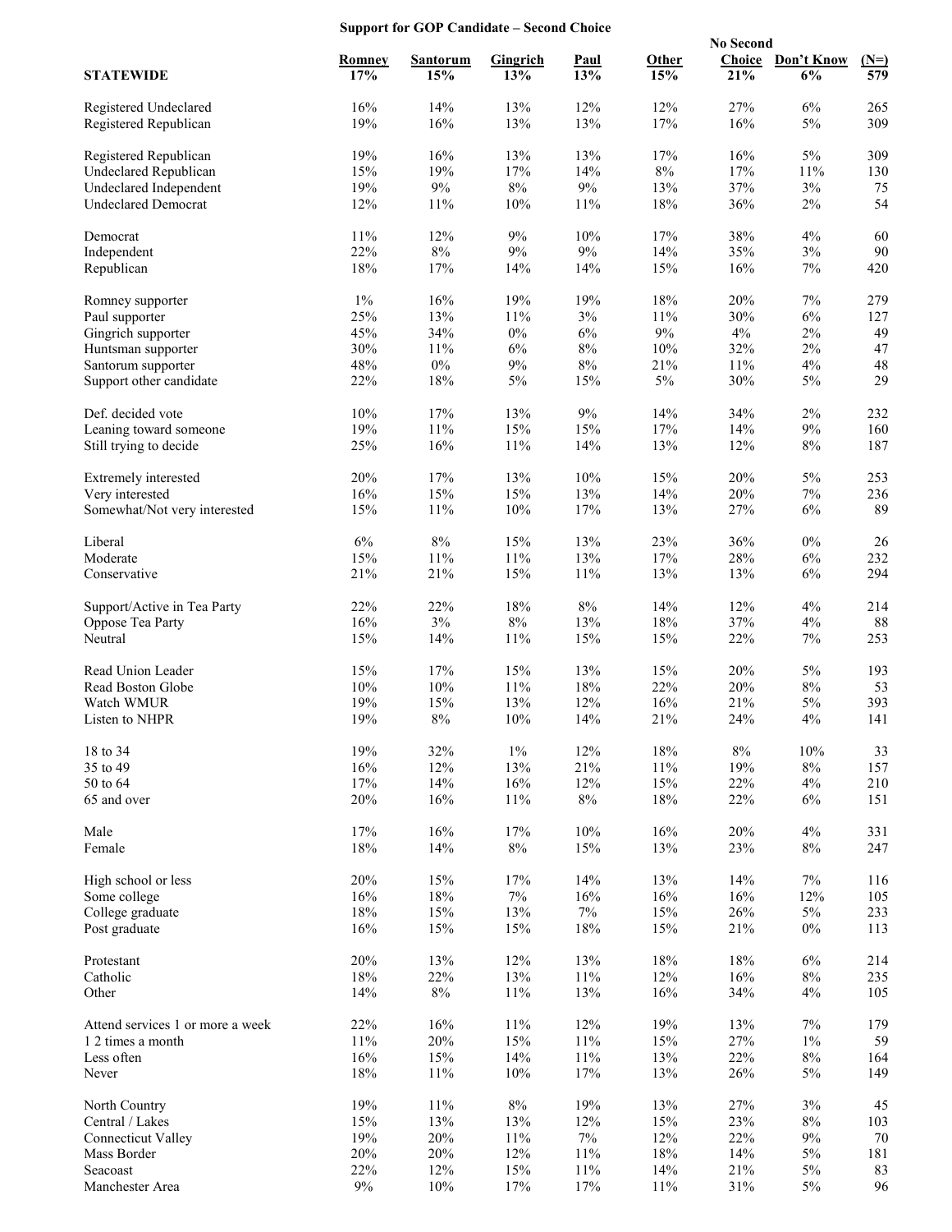**Support for GOP Candidate – Second Choice**

| STATEWIDE | Romney 17% | Santorum 15% | Gingrich 13% | Paul 13% | Other 15% | No Second Choice 21% | Don't Know 6% | (N=) 579 |
|---|---|---|---|---|---|---|---|---|
| Registered Undeclared | 16% | 14% | 13% | 12% | 12% | 27% | 6% | 265 |
| Registered Republican | 19% | 16% | 13% | 13% | 17% | 16% | 5% | 309 |
| | | | | | | | | |
| Registered Republican | 19% | 16% | 13% | 13% | 17% | 16% | 5% | 309 |
| Undeclared Republican | 15% | 19% | 17% | 14% | 8% | 17% | 11% | 130 |
| Undeclared Independent | 19% | 9% | 8% | 9% | 13% | 37% | 3% | 75 |
| Undeclared Democrat | 12% | 11% | 10% | 11% | 18% | 36% | 2% | 54 |
| | | | | | | | | |
| Democrat | 11% | 12% | 9% | 10% | 17% | 38% | 4% | 60 |
| Independent | 22% | 8% | 9% | 9% | 14% | 35% | 3% | 90 |
| Republican | 18% | 17% | 14% | 14% | 15% | 16% | 7% | 420 |
| | | | | | | | | |
| Romney supporter | 1% | 16% | 19% | 19% | 18% | 20% | 7% | 279 |
| Paul supporter | 25% | 13% | 11% | 3% | 11% | 30% | 6% | 127 |
| Gingrich supporter | 45% | 34% | 0% | 6% | 9% | 4% | 2% | 49 |
| Huntsman supporter | 30% | 11% | 6% | 8% | 10% | 32% | 2% | 47 |
| Santorum supporter | 48% | 0% | 9% | 8% | 21% | 11% | 4% | 48 |
| Support other candidate | 22% | 18% | 5% | 15% | 5% | 30% | 5% | 29 |
| | | | | | | | | |
| Def. decided vote | 10% | 17% | 13% | 9% | 14% | 34% | 2% | 232 |
| Leaning toward someone | 19% | 11% | 15% | 15% | 17% | 14% | 9% | 160 |
| Still trying to decide | 25% | 16% | 11% | 14% | 13% | 12% | 8% | 187 |
| | | | | | | | | |
| Extremely interested | 20% | 17% | 13% | 10% | 15% | 20% | 5% | 253 |
| Very interested | 16% | 15% | 15% | 13% | 14% | 20% | 7% | 236 |
| Somewhat/Not very interested | 15% | 11% | 10% | 17% | 13% | 27% | 6% | 89 |
| | | | | | | | | |
| Liberal | 6% | 8% | 15% | 13% | 23% | 36% | 0% | 26 |
| Moderate | 15% | 11% | 11% | 13% | 17% | 28% | 6% | 232 |
| Conservative | 21% | 21% | 15% | 11% | 13% | 13% | 6% | 294 |
| | | | | | | | | |
| Support/Active in Tea Party | 22% | 22% | 18% | 8% | 14% | 12% | 4% | 214 |
| Oppose Tea Party | 16% | 3% | 8% | 13% | 18% | 37% | 4% | 88 |
| Neutral | 15% | 14% | 11% | 15% | 15% | 22% | 7% | 253 |
| | | | | | | | | |
| Read Union Leader | 15% | 17% | 15% | 13% | 15% | 20% | 5% | 193 |
| Read Boston Globe | 10% | 10% | 11% | 18% | 22% | 20% | 8% | 53 |
| Watch WMUR | 19% | 15% | 13% | 12% | 16% | 21% | 5% | 393 |
| Listen to NHPR | 19% | 8% | 10% | 14% | 21% | 24% | 4% | 141 |
| | | | | | | | | |
| 18 to 34 | 19% | 32% | 1% | 12% | 18% | 8% | 10% | 33 |
| 35 to 49 | 16% | 12% | 13% | 21% | 11% | 19% | 8% | 157 |
| 50 to 64 | 17% | 14% | 16% | 12% | 15% | 22% | 4% | 210 |
| 65 and over | 20% | 16% | 11% | 8% | 18% | 22% | 6% | 151 |
| | | | | | | | | |
| Male | 17% | 16% | 17% | 10% | 16% | 20% | 4% | 331 |
| Female | 18% | 14% | 8% | 15% | 13% | 23% | 8% | 247 |
| | | | | | | | | |
| High school or less | 20% | 15% | 17% | 14% | 13% | 14% | 7% | 116 |
| Some college | 16% | 18% | 7% | 16% | 16% | 16% | 12% | 105 |
| College graduate | 18% | 15% | 13% | 7% | 15% | 26% | 5% | 233 |
| Post graduate | 16% | 15% | 15% | 18% | 15% | 21% | 0% | 113 |
| | | | | | | | | |
| Protestant | 20% | 13% | 12% | 13% | 18% | 18% | 6% | 214 |
| Catholic | 18% | 22% | 13% | 11% | 12% | 16% | 8% | 235 |
| Other | 14% | 8% | 11% | 13% | 16% | 34% | 4% | 105 |
| | | | | | | | | |
| Attend services 1 or more a week | 22% | 16% | 11% | 12% | 19% | 13% | 7% | 179 |
| 1 2 times a month | 11% | 20% | 15% | 11% | 15% | 27% | 1% | 59 |
| Less often | 16% | 15% | 14% | 11% | 13% | 22% | 8% | 164 |
| Never | 18% | 11% | 10% | 17% | 13% | 26% | 5% | 149 |
| | | | | | | | | |
| North Country | 19% | 11% | 8% | 19% | 13% | 27% | 3% | 45 |
| Central / Lakes | 15% | 13% | 13% | 12% | 15% | 23% | 8% | 103 |
| Connecticut Valley | 19% | 20% | 11% | 7% | 12% | 22% | 9% | 70 |
| Mass Border | 20% | 20% | 12% | 11% | 18% | 14% | 5% | 181 |
| Seacoast | 22% | 12% | 15% | 11% | 14% | 21% | 5% | 83 |
| Manchester Area | 9% | 10% | 17% | 17% | 11% | 31% | 5% | 96 |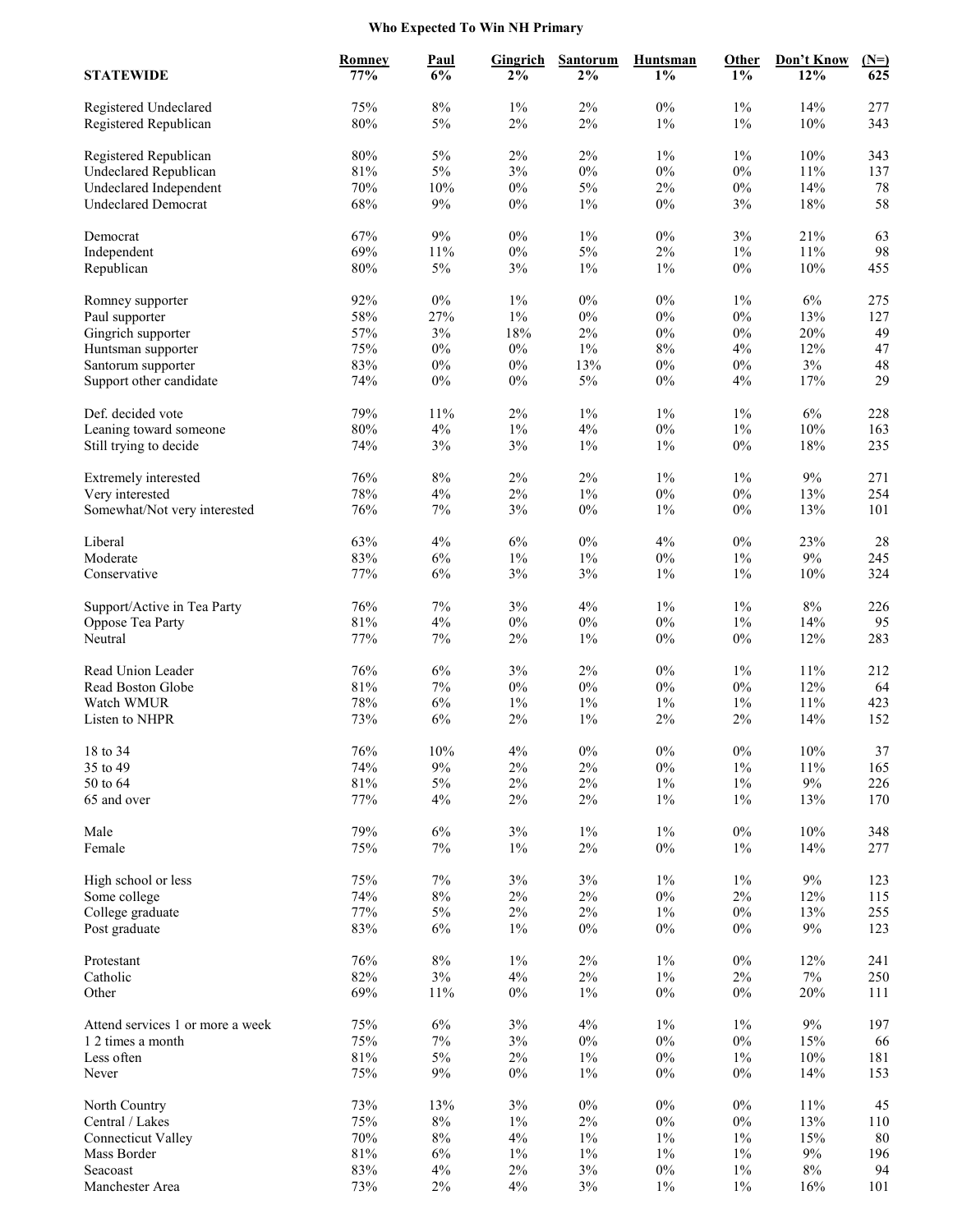# Who Expected To Win NH Primary

| STATEWIDE | Romney 77% | Paul 6% | Gingrich 2% | Santorum 2% | Huntsman 1% | Other 1% | Don't Know 12% | (N=) 625 |
|---|---|---|---|---|---|---|---|---|
| Registered Undeclared | 75% | 8% | 1% | 2% | 0% | 1% | 14% | 277 |
| Registered Republican | 80% | 5% | 2% | 2% | 1% | 1% | 10% | 343 |
| | | | | | | | | |
| Registered Republican | 80% | 5% | 2% | 2% | 1% | 1% | 10% | 343 |
| Undeclared Republican | 81% | 5% | 3% | 0% | 0% | 0% | 11% | 137 |
| Undeclared Independent | 70% | 10% | 0% | 5% | 2% | 0% | 14% | 78 |
| Undeclared Democrat | 68% | 9% | 0% | 1% | 0% | 3% | 18% | 58 |
| | | | | | | | | |
| Democrat | 67% | 9% | 0% | 1% | 0% | 3% | 21% | 63 |
| Independent | 69% | 11% | 0% | 5% | 2% | 1% | 11% | 98 |
| Republican | 80% | 5% | 3% | 1% | 1% | 0% | 10% | 455 |
| | | | | | | | | |
| Romney supporter | 92% | 0% | 1% | 0% | 0% | 1% | 6% | 275 |
| Paul supporter | 58% | 27% | 1% | 0% | 0% | 0% | 13% | 127 |
| Gingrich supporter | 57% | 3% | 18% | 2% | 0% | 0% | 20% | 49 |
| Huntsman supporter | 75% | 0% | 0% | 1% | 8% | 4% | 12% | 47 |
| Santorum supporter | 83% | 0% | 0% | 13% | 0% | 0% | 3% | 48 |
| Support other candidate | 74% | 0% | 0% | 5% | 0% | 4% | 17% | 29 |
| | | | | | | | | |
| Def. decided vote | 79% | 11% | 2% | 1% | 1% | 1% | 6% | 228 |
| Leaning toward someone | 80% | 4% | 1% | 4% | 0% | 1% | 10% | 163 |
| Still trying to decide | 74% | 3% | 3% | 1% | 1% | 0% | 18% | 235 |
| | | | | | | | | |
| Extremely interested | 76% | 8% | 2% | 2% | 1% | 1% | 9% | 271 |
| Very interested | 78% | 4% | 2% | 1% | 0% | 0% | 13% | 254 |
| Somewhat/Not very interested | 76% | 7% | 3% | 0% | 1% | 0% | 13% | 101 |
| | | | | | | | | |
| Liberal | 63% | 4% | 6% | 0% | 4% | 0% | 23% | 28 |
| Moderate | 83% | 6% | 1% | 1% | 0% | 1% | 9% | 245 |
| Conservative | 77% | 6% | 3% | 3% | 1% | 1% | 10% | 324 |
| | | | | | | | | |
| Support/Active in Tea Party | 76% | 7% | 3% | 4% | 1% | 1% | 8% | 226 |
| Oppose Tea Party | 81% | 4% | 0% | 0% | 0% | 1% | 14% | 95 |
| Neutral | 77% | 7% | 2% | 1% | 0% | 0% | 12% | 283 |
| | | | | | | | | |
| Read Union Leader | 76% | 6% | 3% | 2% | 0% | 1% | 11% | 212 |
| Read Boston Globe | 81% | 7% | 0% | 0% | 0% | 0% | 12% | 64 |
| Watch WMUR | 78% | 6% | 1% | 1% | 1% | 1% | 11% | 423 |
| Listen to NHPR | 73% | 6% | 2% | 1% | 2% | 2% | 14% | 152 |
| | | | | | | | | |
| 18 to 34 | 76% | 10% | 4% | 0% | 0% | 0% | 10% | 37 |
| 35 to 49 | 74% | 9% | 2% | 2% | 0% | 1% | 11% | 165 |
| 50 to 64 | 81% | 5% | 2% | 2% | 1% | 1% | 9% | 226 |
| 65 and over | 77% | 4% | 2% | 2% | 1% | 1% | 13% | 170 |
| | | | | | | | | |
| Male | 79% | 6% | 3% | 1% | 1% | 0% | 10% | 348 |
| Female | 75% | 7% | 1% | 2% | 0% | 1% | 14% | 277 |
| | | | | | | | | |
| High school or less | 75% | 7% | 3% | 3% | 1% | 1% | 9% | 123 |
| Some college | 74% | 8% | 2% | 2% | 0% | 2% | 12% | 115 |
| College graduate | 77% | 5% | 2% | 2% | 1% | 0% | 13% | 255 |
| Post graduate | 83% | 6% | 1% | 0% | 0% | 0% | 9% | 123 |
| | | | | | | | | |
| Protestant | 76% | 8% | 1% | 2% | 1% | 0% | 12% | 241 |
| Catholic | 82% | 3% | 4% | 2% | 1% | 2% | 7% | 250 |
| Other | 69% | 11% | 0% | 1% | 0% | 0% | 20% | 111 |
| | | | | | | | | |
| Attend services 1 or more a week | 75% | 6% | 3% | 4% | 1% | 1% | 9% | 197 |
| 1 2 times a month | 75% | 7% | 3% | 0% | 0% | 0% | 15% | 66 |
| Less often | 81% | 5% | 2% | 1% | 0% | 1% | 10% | 181 |
| Never | 75% | 9% | 0% | 1% | 0% | 0% | 14% | 153 |
| | | | | | | | | |
| North Country | 73% | 13% | 3% | 0% | 0% | 0% | 11% | 45 |
| Central / Lakes | 75% | 8% | 1% | 2% | 0% | 0% | 13% | 110 |
| Connecticut Valley | 70% | 8% | 4% | 1% | 1% | 1% | 15% | 80 |
| Mass Border | 81% | 6% | 1% | 1% | 1% | 1% | 9% | 196 |
| Seacoast | 83% | 4% | 2% | 3% | 0% | 1% | 8% | 94 |
| Manchester Area | 73% | 2% | 4% | 3% | 1% | 1% | 16% | 101 |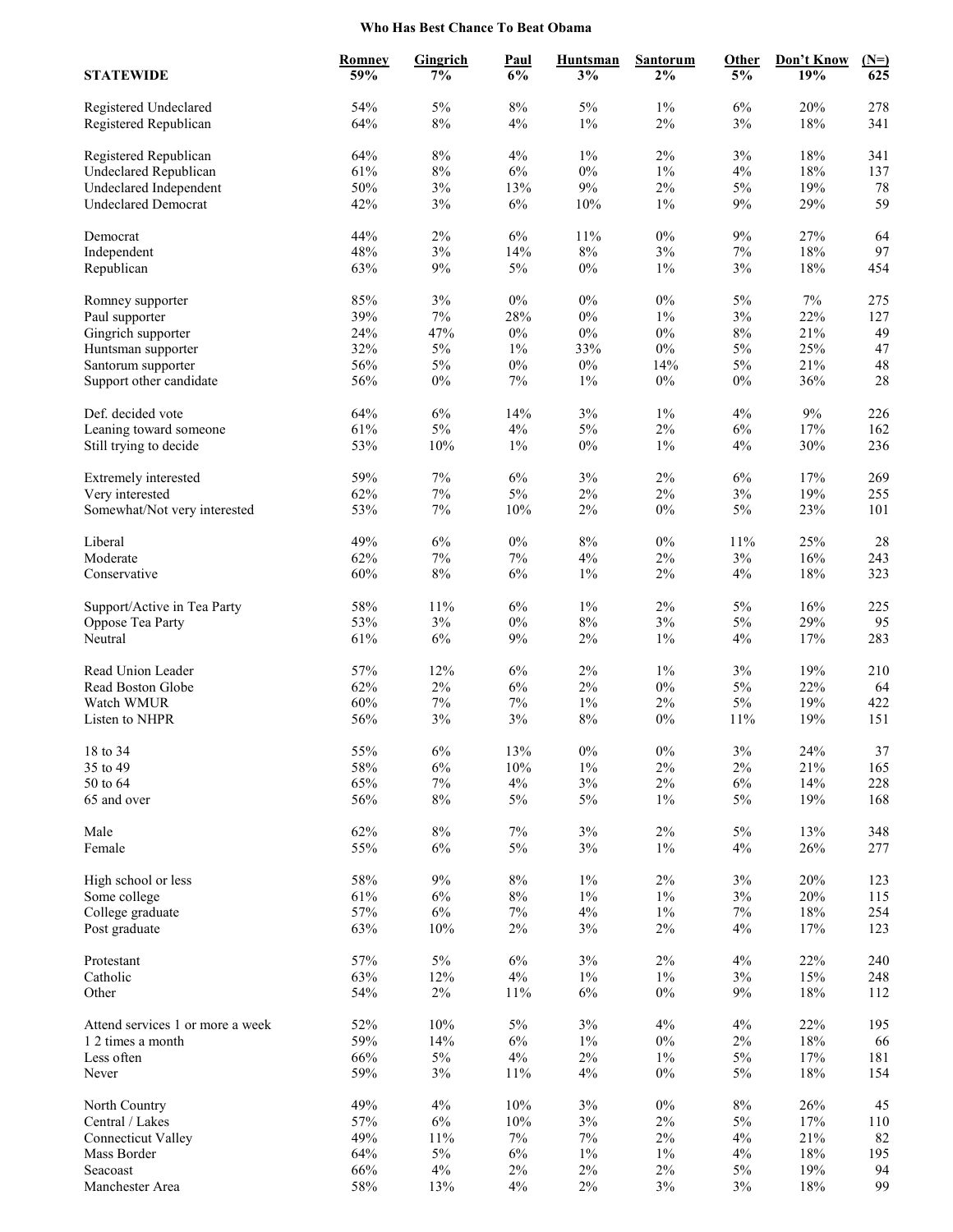# Who Has Best Chance To Beat Obama

| STATEWIDE | Romney 59% | Gingrich 7% | Paul 6% | Huntsman 3% | Santorum 2% | Other 5% | Don't Know 19% | (N=) 625 |
|---|---|---|---|---|---|---|---|---|
| Registered Undeclared | 54% | 5% | 8% | 5% | 1% | 6% | 20% | 278 |
| Registered Republican | 64% | 8% | 4% | 1% | 2% | 3% | 18% | 341 |
| | | | | | | | | |
| Registered Republican | 64% | 8% | 4% | 1% | 2% | 3% | 18% | 341 |
| Undeclared Republican | 61% | 8% | 6% | 0% | 1% | 4% | 18% | 137 |
| Undeclared Independent | 50% | 3% | 13% | 9% | 2% | 5% | 19% | 78 |
| Undeclared Democrat | 42% | 3% | 6% | 10% | 1% | 9% | 29% | 59 |
| | | | | | | | | |
| Democrat | 44% | 2% | 6% | 11% | 0% | 9% | 27% | 64 |
| Independent | 48% | 3% | 14% | 8% | 3% | 7% | 18% | 97 |
| Republican | 63% | 9% | 5% | 0% | 1% | 3% | 18% | 454 |
| | | | | | | | | |
| Romney supporter | 85% | 3% | 0% | 0% | 0% | 5% | 7% | 275 |
| Paul supporter | 39% | 7% | 28% | 0% | 1% | 3% | 22% | 127 |
| Gingrich supporter | 24% | 47% | 0% | 0% | 0% | 8% | 21% | 49 |
| Huntsman supporter | 32% | 5% | 1% | 33% | 0% | 5% | 25% | 47 |
| Santorum supporter | 56% | 5% | 0% | 0% | 14% | 5% | 21% | 48 |
| Support other candidate | 56% | 0% | 7% | 1% | 0% | 0% | 36% | 28 |
| | | | | | | | | |
| Def. decided vote | 64% | 6% | 14% | 3% | 1% | 4% | 9% | 226 |
| Leaning toward someone | 61% | 5% | 4% | 5% | 2% | 6% | 17% | 162 |
| Still trying to decide | 53% | 10% | 1% | 0% | 1% | 4% | 30% | 236 |
| | | | | | | | | |
| Extremely interested | 59% | 7% | 6% | 3% | 2% | 6% | 17% | 269 |
| Very interested | 62% | 7% | 5% | 2% | 2% | 3% | 19% | 255 |
| Somewhat/Not very interested | 53% | 7% | 10% | 2% | 0% | 5% | 23% | 101 |
| | | | | | | | | |
| Liberal | 49% | 6% | 0% | 8% | 0% | 11% | 25% | 28 |
| Moderate | 62% | 7% | 7% | 4% | 2% | 3% | 16% | 243 |
| Conservative | 60% | 8% | 6% | 1% | 2% | 4% | 18% | 323 |
| | | | | | | | | |
| Support/Active in Tea Party | 58% | 11% | 6% | 1% | 2% | 5% | 16% | 225 |
| Oppose Tea Party | 53% | 3% | 0% | 8% | 3% | 5% | 29% | 95 |
| Neutral | 61% | 6% | 9% | 2% | 1% | 4% | 17% | 283 |
| | | | | | | | | |
| Read Union Leader | 57% | 12% | 6% | 2% | 1% | 3% | 19% | 210 |
| Read Boston Globe | 62% | 2% | 6% | 2% | 0% | 5% | 22% | 64 |
| Watch WMUR | 60% | 7% | 7% | 1% | 2% | 5% | 19% | 422 |
| Listen to NHPR | 56% | 3% | 3% | 8% | 0% | 11% | 19% | 151 |
| | | | | | | | | |
| 18 to 34 | 55% | 6% | 13% | 0% | 0% | 3% | 24% | 37 |
| 35 to 49 | 58% | 6% | 10% | 1% | 2% | 2% | 21% | 165 |
| 50 to 64 | 65% | 7% | 4% | 3% | 2% | 6% | 14% | 228 |
| 65 and over | 56% | 8% | 5% | 5% | 1% | 5% | 19% | 168 |
| | | | | | | | | |
| Male | 62% | 8% | 7% | 3% | 2% | 5% | 13% | 348 |
| Female | 55% | 6% | 5% | 3% | 1% | 4% | 26% | 277 |
| | | | | | | | | |
| High school or less | 58% | 9% | 8% | 1% | 2% | 3% | 20% | 123 |
| Some college | 61% | 6% | 8% | 1% | 1% | 3% | 20% | 115 |
| College graduate | 57% | 6% | 7% | 4% | 1% | 7% | 18% | 254 |
| Post graduate | 63% | 10% | 2% | 3% | 2% | 4% | 17% | 123 |
| | | | | | | | | |
| Protestant | 57% | 5% | 6% | 3% | 2% | 4% | 22% | 240 |
| Catholic | 63% | 12% | 4% | 1% | 1% | 3% | 15% | 248 |
| Other | 54% | 2% | 11% | 6% | 0% | 9% | 18% | 112 |
| | | | | | | | | |
| Attend services 1 or more a week | 52% | 10% | 5% | 3% | 4% | 4% | 22% | 195 |
| 1 2 times a month | 59% | 14% | 6% | 1% | 0% | 2% | 18% | 66 |
| Less often | 66% | 5% | 4% | 2% | 1% | 5% | 17% | 181 |
| Never | 59% | 3% | 11% | 4% | 0% | 5% | 18% | 154 |
| | | | | | | | | |
| North Country | 49% | 4% | 10% | 3% | 0% | 8% | 26% | 45 |
| Central / Lakes | 57% | 6% | 10% | 3% | 2% | 5% | 17% | 110 |
| Connecticut Valley | 49% | 11% | 7% | 7% | 2% | 4% | 21% | 82 |
| Mass Border | 64% | 5% | 6% | 1% | 1% | 4% | 18% | 195 |
| Seacoast | 66% | 4% | 2% | 2% | 2% | 5% | 19% | 94 |
| Manchester Area | 58% | 13% | 4% | 2% | 3% | 3% | 18% | 99 |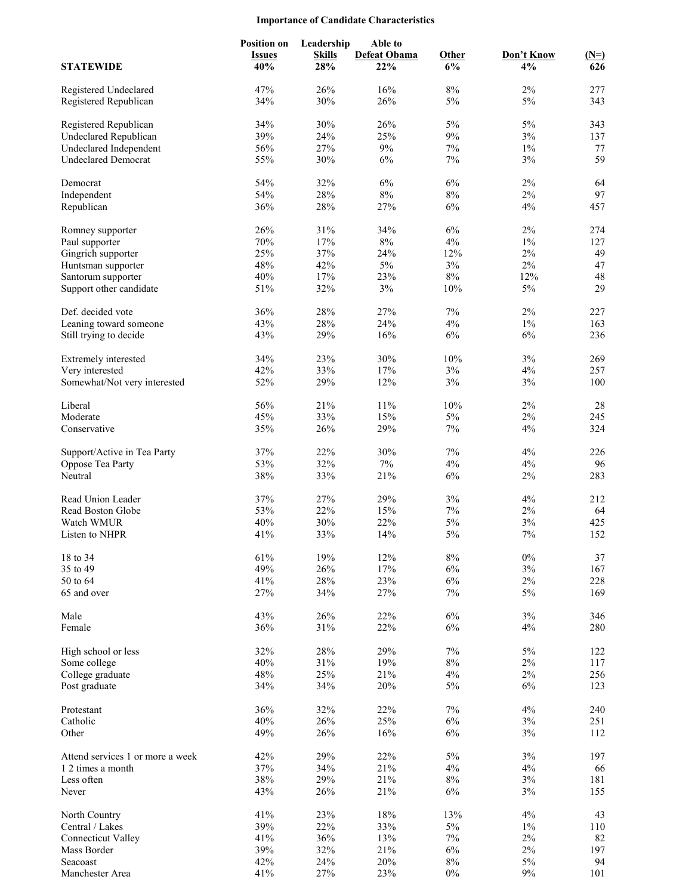## Importance of Candidate Characteristics

| | Position on Issues | Leadership Skills | Able to Defeat Obama | Other | Don't Know | (N=) |
|---|---|---|---|---|---|---|
| **STATEWIDE** | **40%** | **28%** | **22%** | **6%** | **4%** | **626** |
| Registered Undeclared | 47% | 26% | 16% | 8% | 2% | 277 |
| Registered Republican | 34% | 30% | 26% | 5% | 5% | 343 |
| Registered Republican | 34% | 30% | 26% | 5% | 5% | 343 |
| Undeclared Republican | 39% | 24% | 25% | 9% | 3% | 137 |
| Undeclared Independent | 56% | 27% | 9% | 7% | 1% | 77 |
| Undeclared Democrat | 55% | 30% | 6% | 7% | 3% | 59 |
| Democrat | 54% | 32% | 6% | 6% | 2% | 64 |
| Independent | 54% | 28% | 8% | 8% | 2% | 97 |
| Republican | 36% | 28% | 27% | 6% | 4% | 457 |
| Romney supporter | 26% | 31% | 34% | 6% | 2% | 274 |
| Paul supporter | 70% | 17% | 8% | 4% | 1% | 127 |
| Gingrich supporter | 25% | 37% | 24% | 12% | 2% | 49 |
| Huntsman supporter | 48% | 42% | 5% | 3% | 2% | 47 |
| Santorum supporter | 40% | 17% | 23% | 8% | 12% | 48 |
| Support other candidate | 51% | 32% | 3% | 10% | 5% | 29 |
| Def. decided vote | 36% | 28% | 27% | 7% | 2% | 227 |
| Leaning toward someone | 43% | 28% | 24% | 4% | 1% | 163 |
| Still trying to decide | 43% | 29% | 16% | 6% | 6% | 236 |
| Extremely interested | 34% | 23% | 30% | 10% | 3% | 269 |
| Very interested | 42% | 33% | 17% | 3% | 4% | 257 |
| Somewhat/Not very interested | 52% | 29% | 12% | 3% | 3% | 100 |
| Liberal | 56% | 21% | 11% | 10% | 2% | 28 |
| Moderate | 45% | 33% | 15% | 5% | 2% | 245 |
| Conservative | 35% | 26% | 29% | 7% | 4% | 324 |
| Support/Active in Tea Party | 37% | 22% | 30% | 7% | 4% | 226 |
| Oppose Tea Party | 53% | 32% | 7% | 4% | 4% | 96 |
| Neutral | 38% | 33% | 21% | 6% | 2% | 283 |
| Read Union Leader | 37% | 27% | 29% | 3% | 4% | 212 |
| Read Boston Globe | 53% | 22% | 15% | 7% | 2% | 64 |
| Watch WMUR | 40% | 30% | 22% | 5% | 3% | 425 |
| Listen to NHPR | 41% | 33% | 14% | 5% | 7% | 152 |
| 18 to 34 | 61% | 19% | 12% | 8% | 0% | 37 |
| 35 to 49 | 49% | 26% | 17% | 6% | 3% | 167 |
| 50 to 64 | 41% | 28% | 23% | 6% | 2% | 228 |
| 65 and over | 27% | 34% | 27% | 7% | 5% | 169 |
| Male | 43% | 26% | 22% | 6% | 3% | 346 |
| Female | 36% | 31% | 22% | 6% | 4% | 280 |
| High school or less | 32% | 28% | 29% | 7% | 5% | 122 |
| Some college | 40% | 31% | 19% | 8% | 2% | 117 |
| College graduate | 48% | 25% | 21% | 4% | 2% | 256 |
| Post graduate | 34% | 34% | 20% | 5% | 6% | 123 |
| Protestant | 36% | 32% | 22% | 7% | 4% | 240 |
| Catholic | 40% | 26% | 25% | 6% | 3% | 251 |
| Other | 49% | 26% | 16% | 6% | 3% | 112 |
| Attend services 1 or more a week | 42% | 29% | 22% | 5% | 3% | 197 |
| 1 2 times a month | 37% | 34% | 21% | 4% | 4% | 66 |
| Less often | 38% | 29% | 21% | 8% | 3% | 181 |
| Never | 43% | 26% | 21% | 6% | 3% | 155 |
| North Country | 41% | 23% | 18% | 13% | 4% | 43 |
| Central / Lakes | 39% | 22% | 33% | 5% | 1% | 110 |
| Connecticut Valley | 41% | 36% | 13% | 7% | 2% | 82 |
| Mass Border | 39% | 32% | 21% | 6% | 2% | 197 |
| Seacoast | 42% | 24% | 20% | 8% | 5% | 94 |
| Manchester Area | 41% | 27% | 23% | 0% | 9% | 101 |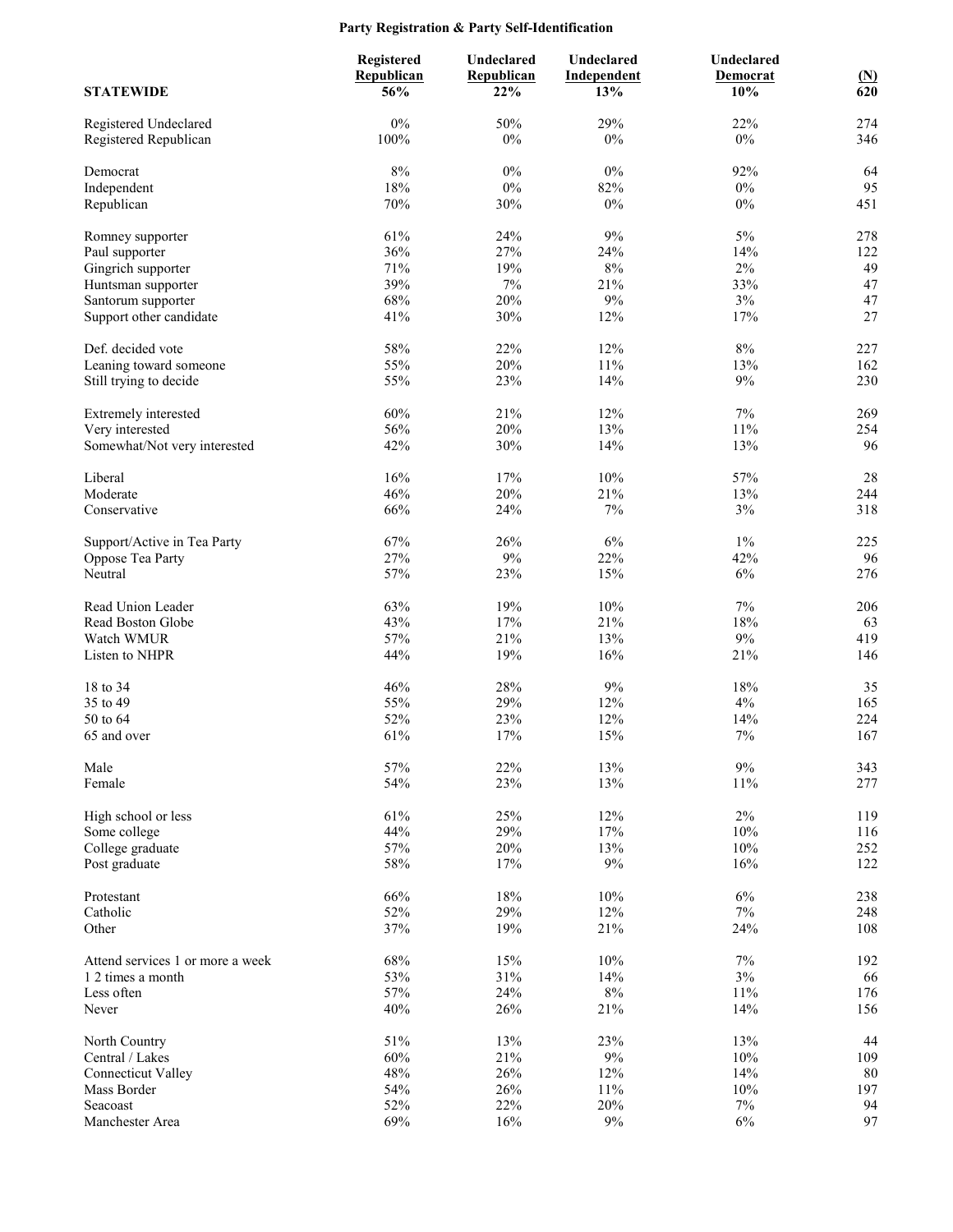# Party Registration & Party Self-Identification

| STATEWIDE | Registered Republican 56% | Undeclared Republican 22% | Undeclared Independent 13% | Undeclared Democrat 10% | (N) 620 |
|---|---|---|---|---|---|
| Registered Undeclared | 0% | 50% | 29% | 22% | 274 |
| Registered Republican | 100% | 0% | 0% | 0% | 346 |
| | | | | | |
| Democrat | 8% | 0% | 0% | 92% | 64 |
| Independent | 18% | 0% | 82% | 0% | 95 |
| Republican | 70% | 30% | 0% | 0% | 451 |
| | | | | | |
| Romney supporter | 61% | 24% | 9% | 5% | 278 |
| Paul supporter | 36% | 27% | 24% | 14% | 122 |
| Gingrich supporter | 71% | 19% | 8% | 2% | 49 |
| Huntsman supporter | 39% | 7% | 21% | 33% | 47 |
| Santorum supporter | 68% | 20% | 9% | 3% | 47 |
| Support other candidate | 41% | 30% | 12% | 17% | 27 |
| | | | | | |
| Def. decided vote | 58% | 22% | 12% | 8% | 227 |
| Leaning toward someone | 55% | 20% | 11% | 13% | 162 |
| Still trying to decide | 55% | 23% | 14% | 9% | 230 |
| | | | | | |
| Extremely interested | 60% | 21% | 12% | 7% | 269 |
| Very interested | 56% | 20% | 13% | 11% | 254 |
| Somewhat/Not very interested | 42% | 30% | 14% | 13% | 96 |
| | | | | | |
| Liberal | 16% | 17% | 10% | 57% | 28 |
| Moderate | 46% | 20% | 21% | 13% | 244 |
| Conservative | 66% | 24% | 7% | 3% | 318 |
| | | | | | |
| Support/Active in Tea Party | 67% | 26% | 6% | 1% | 225 |
| Oppose Tea Party | 27% | 9% | 22% | 42% | 96 |
| Neutral | 57% | 23% | 15% | 6% | 276 |
| | | | | | |
| Read Union Leader | 63% | 19% | 10% | 7% | 206 |
| Read Boston Globe | 43% | 17% | 21% | 18% | 63 |
| Watch WMUR | 57% | 21% | 13% | 9% | 419 |
| Listen to NHPR | 44% | 19% | 16% | 21% | 146 |
| | | | | | |
| 18 to 34 | 46% | 28% | 9% | 18% | 35 |
| 35 to 49 | 55% | 29% | 12% | 4% | 165 |
| 50 to 64 | 52% | 23% | 12% | 14% | 224 |
| 65 and over | 61% | 17% | 15% | 7% | 167 |
| | | | | | |
| Male | 57% | 22% | 13% | 9% | 343 |
| Female | 54% | 23% | 13% | 11% | 277 |
| | | | | | |
| High school or less | 61% | 25% | 12% | 2% | 119 |
| Some college | 44% | 29% | 17% | 10% | 116 |
| College graduate | 57% | 20% | 13% | 10% | 252 |
| Post graduate | 58% | 17% | 9% | 16% | 122 |
| | | | | | |
| Protestant | 66% | 18% | 10% | 6% | 238 |
| Catholic | 52% | 29% | 12% | 7% | 248 |
| Other | 37% | 19% | 21% | 24% | 108 |
| | | | | | |
| Attend services 1 or more a week | 68% | 15% | 10% | 7% | 192 |
| 1 2 times a month | 53% | 31% | 14% | 3% | 66 |
| Less often | 57% | 24% | 8% | 11% | 176 |
| Never | 40% | 26% | 21% | 14% | 156 |
| | | | | | |
| North Country | 51% | 13% | 23% | 13% | 44 |
| Central / Lakes | 60% | 21% | 9% | 10% | 109 |
| Connecticut Valley | 48% | 26% | 12% | 14% | 80 |
| Mass Border | 54% | 26% | 11% | 10% | 197 |
| Seacoast | 52% | 22% | 20% | 7% | 94 |
| Manchester Area | 69% | 16% | 9% | 6% | 97 |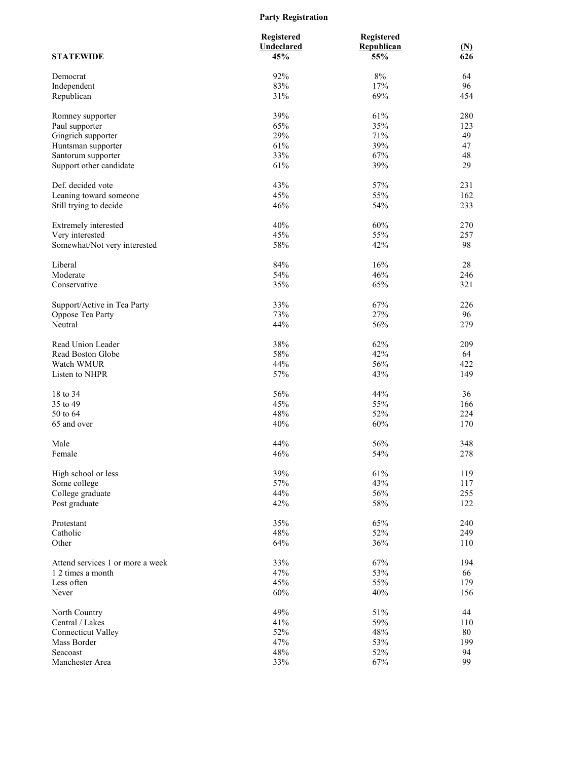**Party Registration**

| STATEWIDE | Registered Undeclared 45% | Registered Republican 55% | (N) 626 |
|---|---|---|---|
| Democrat | 92% | 8% | 64 |
| Independent | 83% | 17% | 96 |
| Republican | 31% | 69% | 454 |
| | | | |
| Romney supporter | 39% | 61% | 280 |
| Paul supporter | 65% | 35% | 123 |
| Gingrich supporter | 29% | 71% | 49 |
| Huntsman supporter | 61% | 39% | 47 |
| Santorum supporter | 33% | 67% | 48 |
| Support other candidate | 61% | 39% | 29 |
| | | | |
| Def. decided vote | 43% | 57% | 231 |
| Leaning toward someone | 45% | 55% | 162 |
| Still trying to decide | 46% | 54% | 233 |
| | | | |
| Extremely interested | 40% | 60% | 270 |
| Very interested | 45% | 55% | 257 |
| Somewhat/Not very interested | 58% | 42% | 98 |
| | | | |
| Liberal | 84% | 16% | 28 |
| Moderate | 54% | 46% | 246 |
| Conservative | 35% | 65% | 321 |
| | | | |
| Support/Active in Tea Party | 33% | 67% | 226 |
| Oppose Tea Party | 73% | 27% | 96 |
| Neutral | 44% | 56% | 279 |
| | | | |
| Read Union Leader | 38% | 62% | 209 |
| Read Boston Globe | 58% | 42% | 64 |
| Watch WMUR | 44% | 56% | 422 |
| Listen to NHPR | 57% | 43% | 149 |
| | | | |
| 18 to 34 | 56% | 44% | 36 |
| 35 to 49 | 45% | 55% | 166 |
| 50 to 64 | 48% | 52% | 224 |
| 65 and over | 40% | 60% | 170 |
| | | | |
| Male | 44% | 56% | 348 |
| Female | 46% | 54% | 278 |
| | | | |
| High school or less | 39% | 61% | 119 |
| Some college | 57% | 43% | 117 |
| College graduate | 44% | 56% | 255 |
| Post graduate | 42% | 58% | 122 |
| | | | |
| Protestant | 35% | 65% | 240 |
| Catholic | 48% | 52% | 249 |
| Other | 64% | 36% | 110 |
| | | | |
| Attend services 1 or more a week | 33% | 67% | 194 |
| 1 2 times a month | 47% | 53% | 66 |
| Less often | 45% | 55% | 179 |
| Never | 60% | 40% | 156 |
| | | | |
| North Country | 49% | 51% | 44 |
| Central / Lakes | 41% | 59% | 110 |
| Connecticut Valley | 52% | 48% | 80 |
| Mass Border | 47% | 53% | 199 |
| Seacoast | 48% | 52% | 94 |
| Manchester Area | 33% | 67% | 99 |